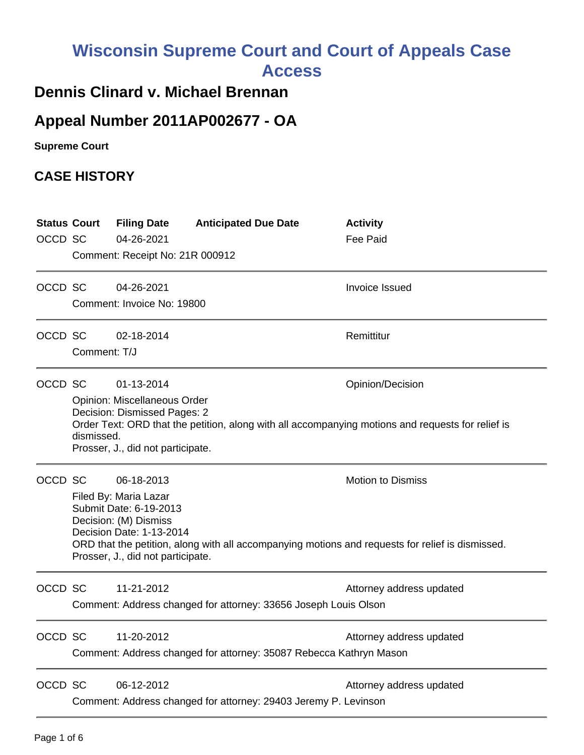# Wisconsin Supreme Court and Court of Appeals Case Access

## Dennis Clinard v. Michael Brennan

## Appeal Number 2011AP002677 - OA

**Supreme Court**

## CASE HISTORY

| Status | Court | Filing Date | Anticipated Due Date | Activity |
|---|---|---|---|---|
| OCCD | SC | 04-26-2021 | | Fee Paid |

Comment: Receipt No: 21R 000912

---

| Status | Court | Filing Date | Anticipated Due Date | Activity |
|---|---|---|---|---|
| OCCD | SC | 04-26-2021 | | Invoice Issued |

Comment: Invoice No: 19800

---

| Status | Court | Filing Date | Anticipated Due Date | Activity |
|---|---|---|---|---|
| OCCD | SC | 02-18-2014 | | Remittitur |

Comment: T/J

---

| Status | Court | Filing Date | Anticipated Due Date | Activity |
|---|---|---|---|---|
| OCCD | SC | 01-13-2014 | | Opinion/Decision |

Opinion: Miscellaneous Order
Decision: Dismissed Pages: 2
Order Text: ORD that the petition, along with all accompanying motions and requests for relief is dismissed.
Prosser, J., did not participate.

---

| Status | Court | Filing Date | Anticipated Due Date | Activity |
|---|---|---|---|---|
| OCCD | SC | 06-18-2013 | | Motion to Dismiss |

Filed By: Maria Lazar
Submit Date: 6-19-2013
Decision: (M) Dismiss
Decision Date: 1-13-2014
ORD that the petition, along with all accompanying motions and requests for relief is dismissed.
Prosser, J., did not participate.

---

| Status | Court | Filing Date | Anticipated Due Date | Activity |
|---|---|---|---|---|
| OCCD | SC | 11-21-2012 | | Attorney address updated |

Comment: Address changed for attorney: 33656 Joseph Louis Olson

---

| Status | Court | Filing Date | Anticipated Due Date | Activity |
|---|---|---|---|---|
| OCCD | SC | 11-20-2012 | | Attorney address updated |

Comment: Address changed for attorney: 35087 Rebecca Kathryn Mason

---

| Status | Court | Filing Date | Anticipated Due Date | Activity |
|---|---|---|---|---|
| OCCD | SC | 06-12-2012 | | Attorney address updated |

Comment: Address changed for attorney: 29403 Jeremy P. Levinson

---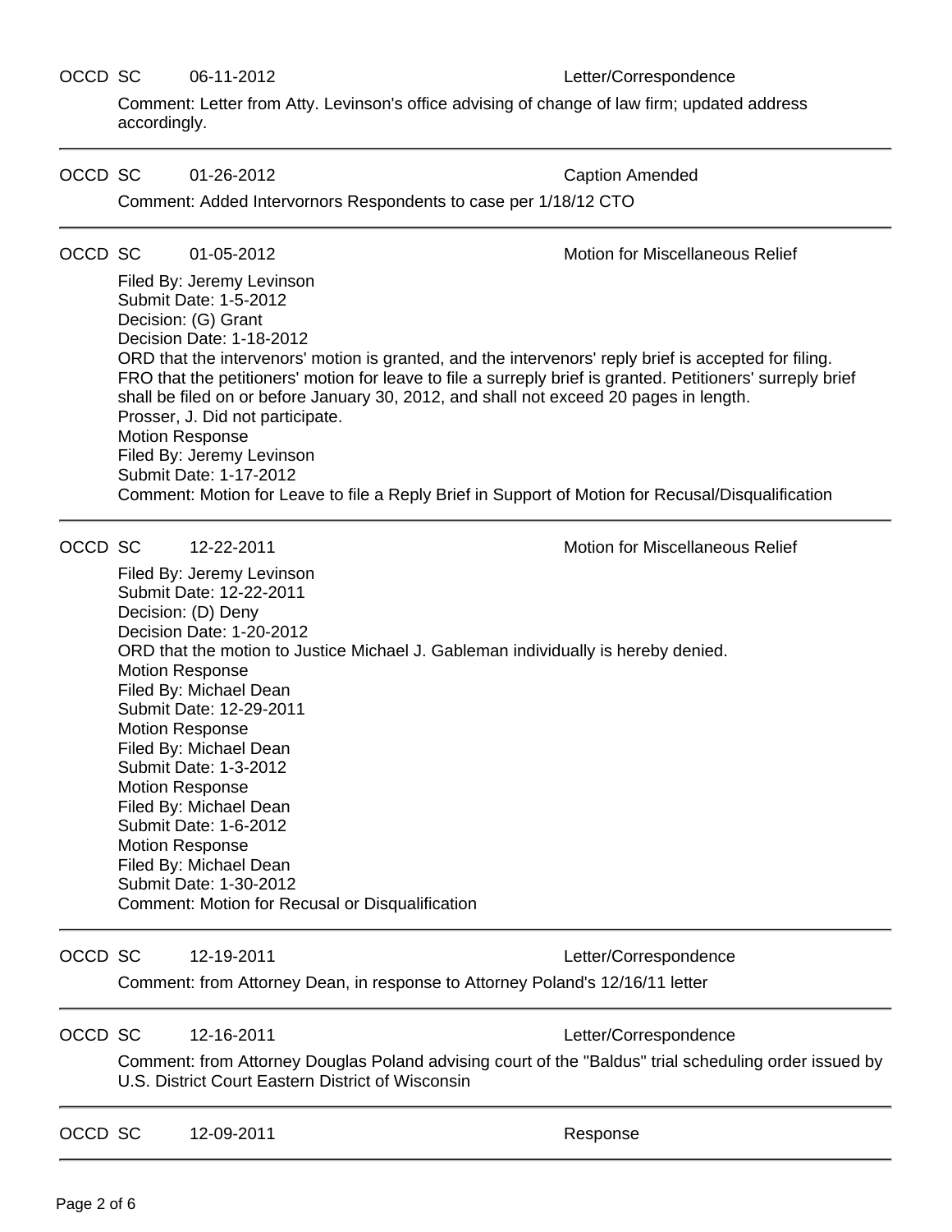OCCD SC 06-11-2012 Letter/Correspondence

Comment: Letter from Atty. Levinson's office advising of change of law firm; updated address accordingly.

---

OCCD SC 01-26-2012 Caption Amended

Comment: Added Intervornors Respondents to case per 1/18/12 CTO

---

OCCD SC 01-05-2012 Motion for Miscellaneous Relief

Filed By: Jeremy Levinson
Submit Date: 1-5-2012
Decision: (G) Grant
Decision Date: 1-18-2012
ORD that the intervenors' motion is granted, and the intervenors' reply brief is accepted for filing. FRO that the petitioners' motion for leave to file a surreply brief is granted. Petitioners' surreply brief shall be filed on or before January 30, 2012, and shall not exceed 20 pages in length.
Prosser, J. Did not participate.
Motion Response
Filed By: Jeremy Levinson
Submit Date: 1-17-2012
Comment: Motion for Leave to file a Reply Brief in Support of Motion for Recusal/Disqualification

---

OCCD SC 12-22-2011 Motion for Miscellaneous Relief

Filed By: Jeremy Levinson
Submit Date: 12-22-2011
Decision: (D) Deny
Decision Date: 1-20-2012
ORD that the motion to Justice Michael J. Gableman individually is hereby denied.
Motion Response
Filed By: Michael Dean
Submit Date: 12-29-2011
Motion Response
Filed By: Michael Dean
Submit Date: 1-3-2012
Motion Response
Filed By: Michael Dean
Submit Date: 1-6-2012
Motion Response
Filed By: Michael Dean
Submit Date: 1-30-2012
Comment: Motion for Recusal or Disqualification

---

OCCD SC 12-19-2011 Letter/Correspondence

Comment: from Attorney Dean, in response to Attorney Poland's 12/16/11 letter

---

OCCD SC 12-16-2011 Letter/Correspondence

Comment: from Attorney Douglas Poland advising court of the "Baldus" trial scheduling order issued by U.S. District Court Eastern District of Wisconsin

---

OCCD SC 12-09-2011 Response

---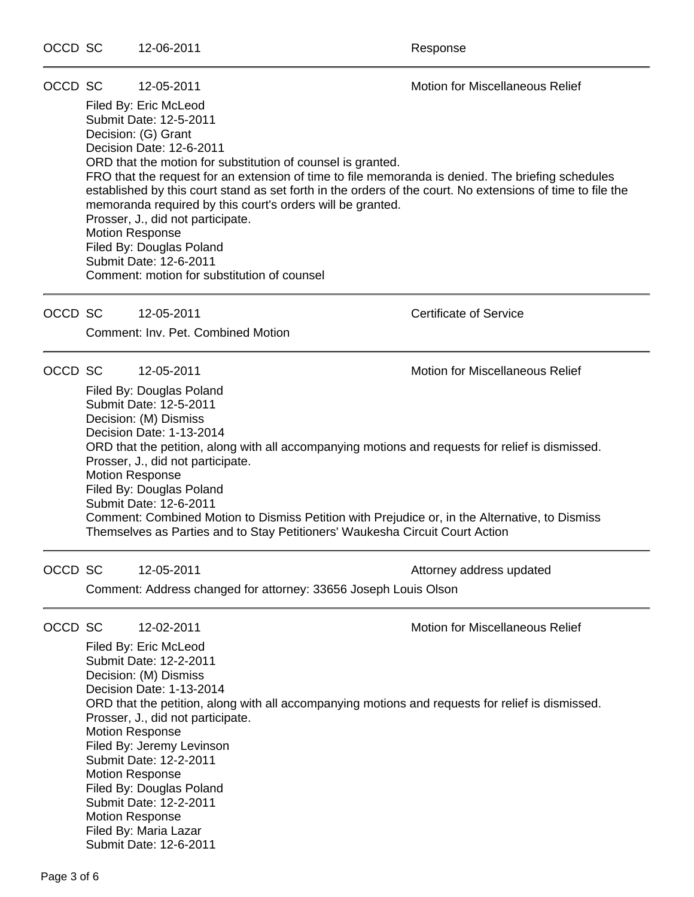OCCD SC 12-06-2011 Response

---

OCCD SC 12-05-2011 Motion for Miscellaneous Relief

Filed By: Eric McLeod
Submit Date: 12-5-2011
Decision: (G) Grant
Decision Date: 12-6-2011
ORD that the motion for substitution of counsel is granted.
FRO that the request for an extension of time to file memoranda is denied. The briefing schedules established by this court stand as set forth in the orders of the court. No extensions of time to file the memoranda required by this court's orders will be granted.
Prosser, J., did not participate.
Motion Response
Filed By: Douglas Poland
Submit Date: 12-6-2011
Comment: motion for substitution of counsel

---

OCCD SC 12-05-2011 Certificate of Service

Comment: Inv. Pet. Combined Motion

---

OCCD SC 12-05-2011 Motion for Miscellaneous Relief

Filed By: Douglas Poland
Submit Date: 12-5-2011
Decision: (M) Dismiss
Decision Date: 1-13-2014
ORD that the petition, along with all accompanying motions and requests for relief is dismissed.
Prosser, J., did not participate.
Motion Response
Filed By: Douglas Poland
Submit Date: 12-6-2011
Comment: Combined Motion to Dismiss Petition with Prejudice or, in the Alternative, to Dismiss Themselves as Parties and to Stay Petitioners' Waukesha Circuit Court Action

---

OCCD SC 12-05-2011 Attorney address updated

Comment: Address changed for attorney: 33656 Joseph Louis Olson

---

OCCD SC 12-02-2011 Motion for Miscellaneous Relief

Filed By: Eric McLeod
Submit Date: 12-2-2011
Decision: (M) Dismiss
Decision Date: 1-13-2014
ORD that the petition, along with all accompanying motions and requests for relief is dismissed.
Prosser, J., did not participate.
Motion Response
Filed By: Jeremy Levinson
Submit Date: 12-2-2011
Motion Response
Filed By: Douglas Poland
Submit Date: 12-2-2011
Motion Response
Filed By: Maria Lazar
Submit Date: 12-6-2011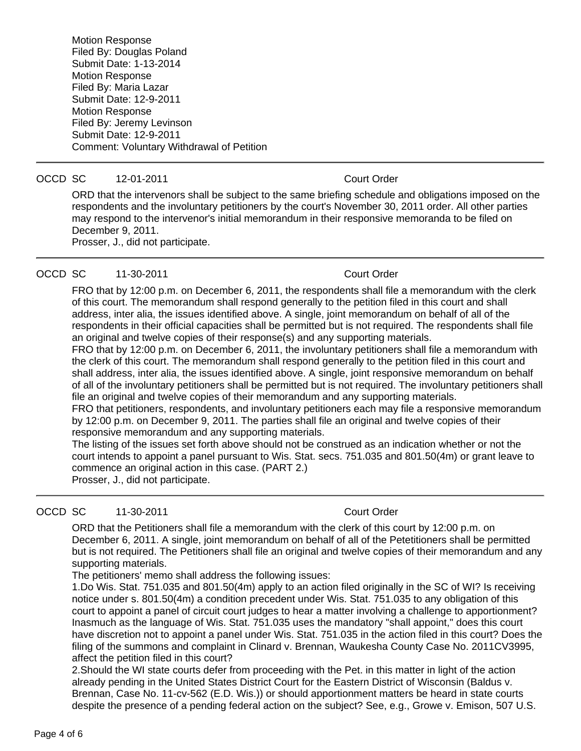Motion Response
Filed By: Douglas Poland
Submit Date: 1-13-2014
Motion Response
Filed By: Maria Lazar
Submit Date: 12-9-2011
Motion Response
Filed By: Jeremy Levinson
Submit Date: 12-9-2011
Comment: Voluntary Withdrawal of Petition

---

OCCD SC 12-01-2011 Court Order

ORD that the intervenors shall be subject to the same briefing schedule and obligations imposed on the respondents and the involuntary petitioners by the court's November 30, 2011 order. All other parties may respond to the intervenor's initial memorandum in their responsive memoranda to be filed on December 9, 2011.
Prosser, J., did not participate.

---

OCCD SC 11-30-2011 Court Order

FRO that by 12:00 p.m. on December 6, 2011, the respondents shall file a memorandum with the clerk of this court. The memorandum shall respond generally to the petition filed in this court and shall address, inter alia, the issues identified above. A single, joint memorandum on behalf of all of the respondents in their official capacities shall be permitted but is not required. The respondents shall file an original and twelve copies of their response(s) and any supporting materials.
FRO that by 12:00 p.m. on December 6, 2011, the involuntary petitioners shall file a memorandum with the clerk of this court. The memorandum shall respond generally to the petition filed in this court and shall address, inter alia, the issues identified above. A single, joint responsive memorandum on behalf of all of the involuntary petitioners shall be permitted but is not required. The involuntary petitioners shall file an original and twelve copies of their memorandum and any supporting materials.
FRO that petitioners, respondents, and involuntary petitioners each may file a responsive memorandum by 12:00 p.m. on December 9, 2011. The parties shall file an original and twelve copies of their responsive memorandum and any supporting materials.
The listing of the issues set forth above should not be construed as an indication whether or not the court intends to appoint a panel pursuant to Wis. Stat. secs. 751.035 and 801.50(4m) or grant leave to commence an original action in this case. (PART 2.)
Prosser, J., did not participate.

---

OCCD SC 11-30-2011 Court Order

ORD that the Petitioners shall file a memorandum with the clerk of this court by 12:00 p.m. on December 6, 2011. A single, joint memorandum on behalf of all of the Petetitioners shall be permitted but is not required. The Petitioners shall file an original and twelve copies of their memorandum and any supporting materials.
The petitioners' memo shall address the following issues:
1.Do Wis. Stat. 751.035 and 801.50(4m) apply to an action filed originally in the SC of WI? Is receiving notice under s. 801.50(4m) a condition precedent under Wis. Stat. 751.035 to any obligation of this court to appoint a panel of circuit court judges to hear a matter involving a challenge to apportionment? Inasmuch as the language of Wis. Stat. 751.035 uses the mandatory "shall appoint," does this court have discretion not to appoint a panel under Wis. Stat. 751.035 in the action filed in this court? Does the filing of the summons and complaint in Clinard v. Brennan, Waukesha County Case No. 2011CV3995, affect the petition filed in this court?
2.Should the WI state courts defer from proceeding with the Pet. in this matter in light of the action already pending in the United States District Court for the Eastern District of Wisconsin (Baldus v. Brennan, Case No. 11-cv-562 (E.D. Wis.)) or should apportionment matters be heard in state courts despite the presence of a pending federal action on the subject? See, e.g., Growe v. Emison, 507 U.S.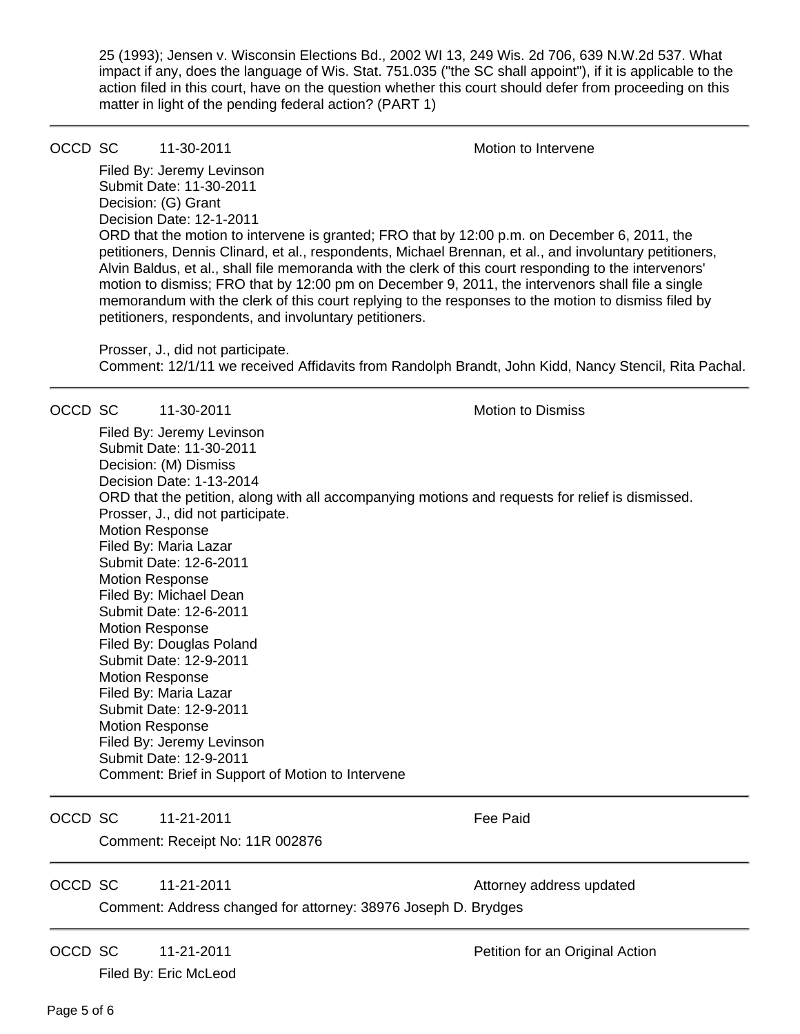25 (1993); Jensen v. Wisconsin Elections Bd., 2002 WI 13, 249 Wis. 2d 706, 639 N.W.2d 537. What impact if any, does the language of Wis. Stat. 751.035 ("the SC shall appoint"), if it is applicable to the action filed in this court, have on the question whether this court should defer from proceeding on this matter in light of the pending federal action? (PART 1)

---

OCCD SC 11-30-2011 Motion to Intervene

Filed By: Jeremy Levinson
Submit Date: 11-30-2011
Decision: (G) Grant
Decision Date: 12-1-2011
ORD that the motion to intervene is granted; FRO that by 12:00 p.m. on December 6, 2011, the petitioners, Dennis Clinard, et al., respondents, Michael Brennan, et al., and involuntary petitioners, Alvin Baldus, et al., shall file memoranda with the clerk of this court responding to the intervenors' motion to dismiss; FRO that by 12:00 pm on December 9, 2011, the intervenors shall file a single memorandum with the clerk of this court replying to the responses to the motion to dismiss filed by petitioners, respondents, and involuntary petitioners.

Prosser, J., did not participate.
Comment: 12/1/11 we received Affidavits from Randolph Brandt, John Kidd, Nancy Stencil, Rita Pachal.

---

OCCD SC 11-30-2011 Motion to Dismiss

Filed By: Jeremy Levinson
Submit Date: 11-30-2011
Decision: (M) Dismiss
Decision Date: 1-13-2014
ORD that the petition, along with all accompanying motions and requests for relief is dismissed.
Prosser, J., did not participate.
Motion Response
Filed By: Maria Lazar
Submit Date: 12-6-2011
Motion Response
Filed By: Michael Dean
Submit Date: 12-6-2011
Motion Response
Filed By: Douglas Poland
Submit Date: 12-9-2011
Motion Response
Filed By: Maria Lazar
Submit Date: 12-9-2011
Motion Response
Filed By: Jeremy Levinson
Submit Date: 12-9-2011
Comment: Brief in Support of Motion to Intervene

---

OCCD SC 11-21-2011 Fee Paid

Comment: Receipt No: 11R 002876

---

OCCD SC 11-21-2011 Attorney address updated

Comment: Address changed for attorney: 38976 Joseph D. Brydges

---

OCCD SC 11-21-2011 Petition for an Original Action

Filed By: Eric McLeod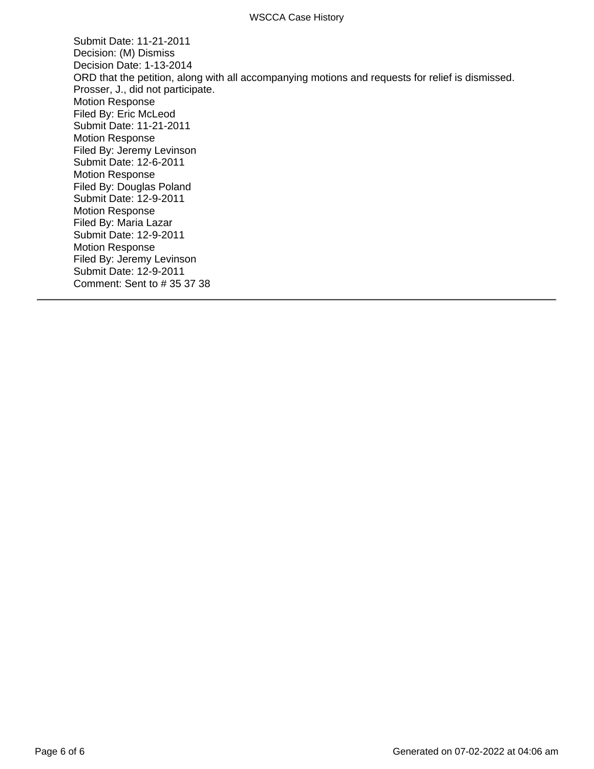Submit Date: 11-21-2011
Decision: (M) Dismiss
Decision Date: 1-13-2014
ORD that the petition, along with all accompanying motions and requests for relief is dismissed. Prosser, J., did not participate.
Motion Response
Filed By: Eric McLeod
Submit Date: 11-21-2011
Motion Response
Filed By: Jeremy Levinson
Submit Date: 12-6-2011
Motion Response
Filed By: Douglas Poland
Submit Date: 12-9-2011
Motion Response
Filed By: Maria Lazar
Submit Date: 12-9-2011
Motion Response
Filed By: Jeremy Levinson
Submit Date: 12-9-2011
Comment: Sent to # 35 37 38